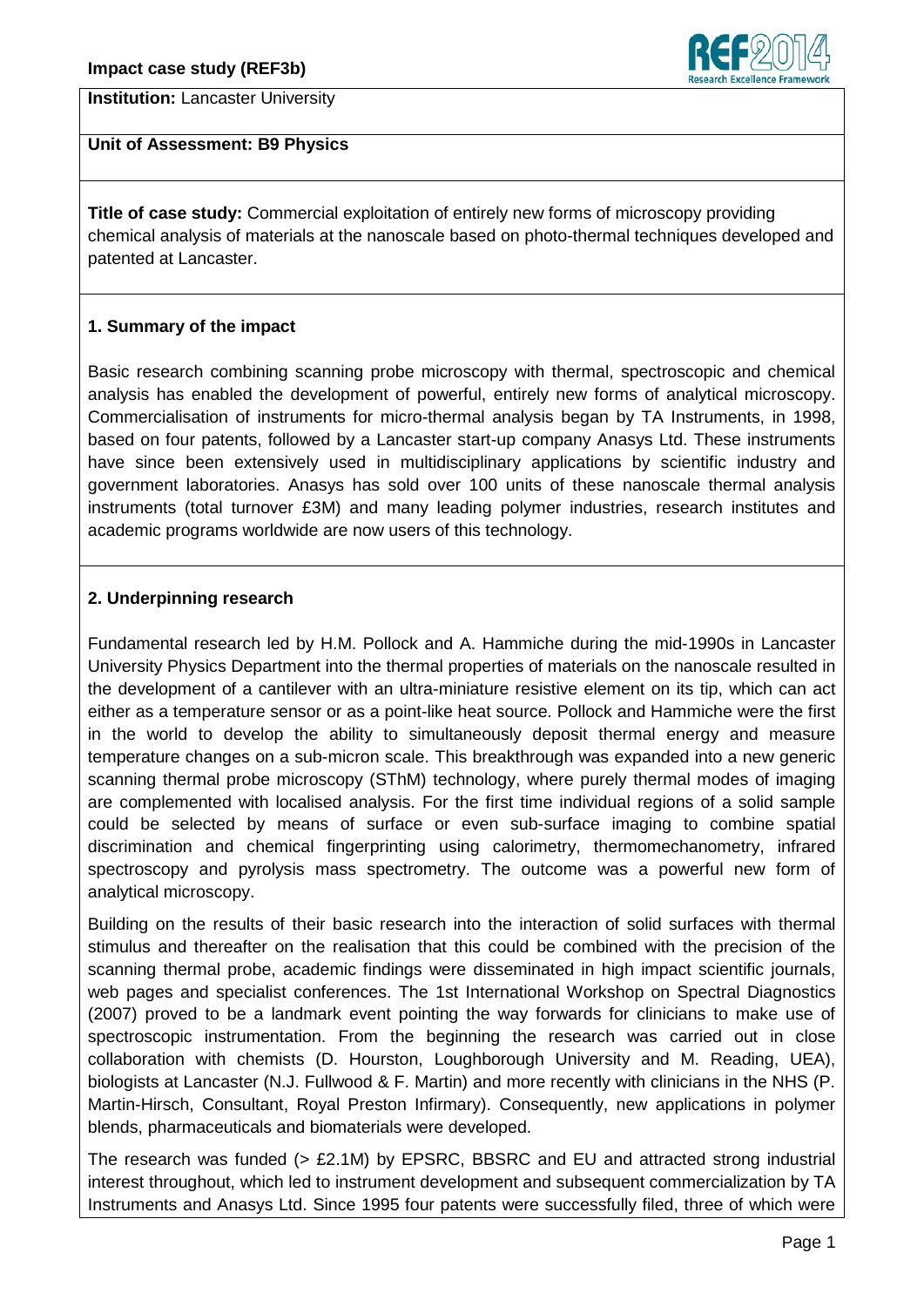**Institution:** Lancaster University

**Unit of Assessment: B9 Physics**

**Title of case study:** Commercial exploitation of entirely new forms of microscopy providing chemical analysis of materials at the nanoscale based on photo-thermal techniques developed and patented at Lancaster.

## 1. Summary of the impact

Basic research combining scanning probe microscopy with thermal, spectroscopic and chemical analysis has enabled the development of powerful, entirely new forms of analytical microscopy. Commercialisation of instruments for micro-thermal analysis began by TA Instruments, in 1998, based on four patents, followed by a Lancaster start-up company Anasys Ltd. These instruments have since been extensively used in multidisciplinary applications by scientific industry and government laboratories. Anasys has sold over 100 units of these nanoscale thermal analysis instruments (total turnover £3M) and many leading polymer industries, research institutes and academic programs worldwide are now users of this technology.

## 2. Underpinning research

Fundamental research led by H.M. Pollock and A. Hammiche during the mid-1990s in Lancaster University Physics Department into the thermal properties of materials on the nanoscale resulted in the development of a cantilever with an ultra-miniature resistive element on its tip, which can act either as a temperature sensor or as a point-like heat source. Pollock and Hammiche were the first in the world to develop the ability to simultaneously deposit thermal energy and measure temperature changes on a sub-micron scale. This breakthrough was expanded into a new generic scanning thermal probe microscopy (SThM) technology, where purely thermal modes of imaging are complemented with localised analysis. For the first time individual regions of a solid sample could be selected by means of surface or even sub-surface imaging to combine spatial discrimination and chemical fingerprinting using calorimetry, thermomechanometry, infrared spectroscopy and pyrolysis mass spectrometry. The outcome was a powerful new form of analytical microscopy.

Building on the results of their basic research into the interaction of solid surfaces with thermal stimulus and thereafter on the realisation that this could be combined with the precision of the scanning thermal probe, academic findings were disseminated in high impact scientific journals, web pages and specialist conferences. The 1st International Workshop on Spectral Diagnostics (2007) proved to be a landmark event pointing the way forwards for clinicians to make use of spectroscopic instrumentation. From the beginning the research was carried out in close collaboration with chemists (D. Hourston, Loughborough University and M. Reading, UEA), biologists at Lancaster (N.J. Fullwood & F. Martin) and more recently with clinicians in the NHS (P. Martin-Hirsch, Consultant, Royal Preston Infirmary). Consequently, new applications in polymer blends, pharmaceuticals and biomaterials were developed.

The research was funded (> £2.1M) by EPSRC, BBSRC and EU and attracted strong industrial interest throughout, which led to instrument development and subsequent commercialization by TA Instruments and Anasys Ltd. Since 1995 four patents were successfully filed, three of which were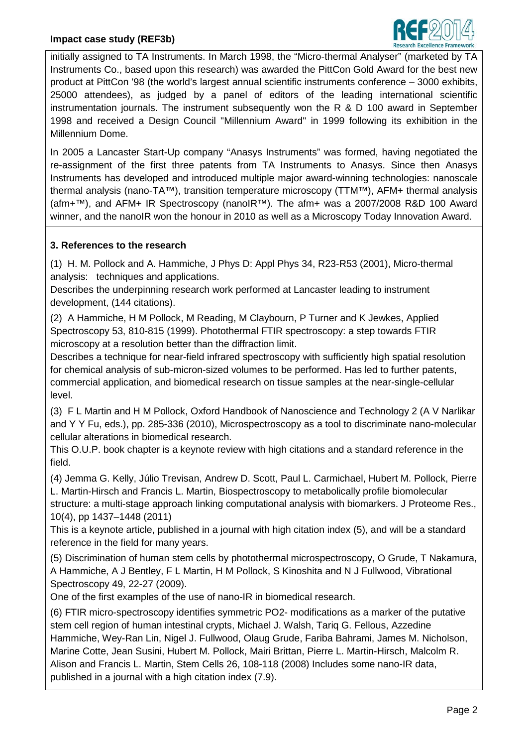initially assigned to TA Instruments. In March 1998, the "Micro-thermal Analyser" (marketed by TA Instruments Co., based upon this research) was awarded the PittCon Gold Award for the best new product at PittCon '98 (the world's largest annual scientific instruments conference – 3000 exhibits, 25000 attendees), as judged by a panel of editors of the leading international scientific instrumentation journals. The instrument subsequently won the R & D 100 award in September 1998 and received a Design Council "Millennium Award" in 1999 following its exhibition in the Millennium Dome.

In 2005 a Lancaster Start-Up company "Anasys Instruments" was formed, having negotiated the re-assignment of the first three patents from TA Instruments to Anasys. Since then Anasys Instruments has developed and introduced multiple major award-winning technologies: nanoscale thermal analysis (nano-TA™), transition temperature microscopy (TTM™), AFM+ thermal analysis (afm+™), and AFM+ IR Spectroscopy (nanoIR™). The afm+ was a 2007/2008 R&D 100 Award winner, and the nanoIR won the honour in 2010 as well as a Microscopy Today Innovation Award.

## 3. References to the research

(1) H. M. Pollock and A. Hammiche, J Phys D: Appl Phys 34, R23-R53 (2001), Micro-thermal analysis: techniques and applications.
Describes the underpinning research work performed at Lancaster leading to instrument development, (144 citations).

(2) A Hammiche, H M Pollock, M Reading, M Claybourn, P Turner and K Jewkes, Applied Spectroscopy 53, 810-815 (1999). Photothermal FTIR spectroscopy: a step towards FTIR microscopy at a resolution better than the diffraction limit.
Describes a technique for near-field infrared spectroscopy with sufficiently high spatial resolution for chemical analysis of sub-micron-sized volumes to be performed. Has led to further patents, commercial application, and biomedical research on tissue samples at the near-single-cellular level.

(3) F L Martin and H M Pollock, Oxford Handbook of Nanoscience and Technology 2 (A V Narlikar and Y Y Fu, eds.), pp. 285-336 (2010), Microspectroscopy as a tool to discriminate nano-molecular cellular alterations in biomedical research.
This O.U.P. book chapter is a keynote review with high citations and a standard reference in the field.

(4) Jemma G. Kelly, Júlio Trevisan, Andrew D. Scott, Paul L. Carmichael, Hubert M. Pollock, Pierre L. Martin-Hirsch and Francis L. Martin, Biospectroscopy to metabolically profile biomolecular structure: a multi-stage approach linking computational analysis with biomarkers. J Proteome Res., 10(4), pp 1437–1448 (2011)
This is a keynote article, published in a journal with high citation index (5), and will be a standard reference in the field for many years.

(5) Discrimination of human stem cells by photothermal microspectroscopy, O Grude, T Nakamura, A Hammiche, A J Bentley, F L Martin, H M Pollock, S Kinoshita and N J Fullwood, Vibrational Spectroscopy 49, 22-27 (2009).
One of the first examples of the use of nano-IR in biomedical research.

(6) FTIR micro-spectroscopy identifies symmetric PO2- modifications as a marker of the putative stem cell region of human intestinal crypts, Michael J. Walsh, Tariq G. Fellous, Azzedine Hammiche, Wey-Ran Lin, Nigel J. Fullwood, Olaug Grude, Fariba Bahrami, James M. Nicholson, Marine Cotte, Jean Susini, Hubert M. Pollock, Mairi Brittan, Pierre L. Martin-Hirsch, Malcolm R. Alison and Francis L. Martin, Stem Cells 26, 108-118 (2008) Includes some nano-IR data, published in a journal with a high citation index (7.9).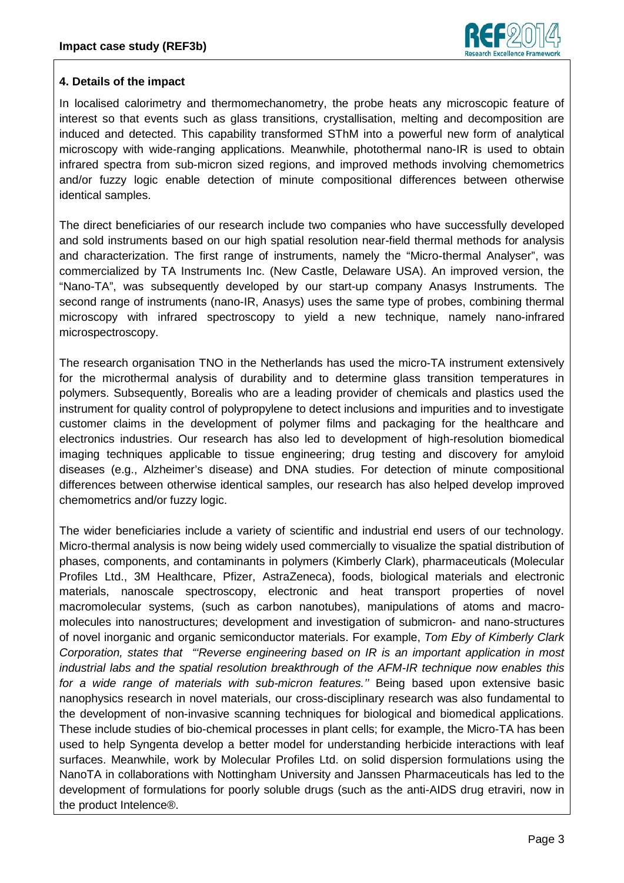### 4. Details of the impact

In localised calorimetry and thermomechanometry, the probe heats any microscopic feature of interest so that events such as glass transitions, crystallisation, melting and decomposition are induced and detected. This capability transformed SThM into a powerful new form of analytical microscopy with wide-ranging applications. Meanwhile, photothermal nano-IR is used to obtain infrared spectra from sub-micron sized regions, and improved methods involving chemometrics and/or fuzzy logic enable detection of minute compositional differences between otherwise identical samples.

The direct beneficiaries of our research include two companies who have successfully developed and sold instruments based on our high spatial resolution near-field thermal methods for analysis and characterization. The first range of instruments, namely the "Micro-thermal Analyser", was commercialized by TA Instruments Inc. (New Castle, Delaware USA). An improved version, the "Nano-TA", was subsequently developed by our start-up company Anasys Instruments. The second range of instruments (nano-IR, Anasys) uses the same type of probes, combining thermal microscopy with infrared spectroscopy to yield a new technique, namely nano-infrared microspectroscopy.

The research organisation TNO in the Netherlands has used the micro-TA instrument extensively for the microthermal analysis of durability and to determine glass transition temperatures in polymers. Subsequently, Borealis who are a leading provider of chemicals and plastics used the instrument for quality control of polypropylene to detect inclusions and impurities and to investigate customer claims in the development of polymer films and packaging for the healthcare and electronics industries. Our research has also led to development of high-resolution biomedical imaging techniques applicable to tissue engineering; drug testing and discovery for amyloid diseases (e.g., Alzheimer's disease) and DNA studies. For detection of minute compositional differences between otherwise identical samples, our research has also helped develop improved chemometrics and/or fuzzy logic.

The wider beneficiaries include a variety of scientific and industrial end users of our technology. Micro-thermal analysis is now being widely used commercially to visualize the spatial distribution of phases, components, and contaminants in polymers (Kimberly Clark), pharmaceuticals (Molecular Profiles Ltd., 3M Healthcare, Pfizer, AstraZeneca), foods, biological materials and electronic materials, nanoscale spectroscopy, electronic and heat transport properties of novel macromolecular systems, (such as carbon nanotubes), manipulations of atoms and macro-molecules into nanostructures; development and investigation of submicron- and nano-structures of novel inorganic and organic semiconductor materials. For example, *Tom Eby of Kimberly Clark Corporation, states that "'Reverse engineering based on IR is an important application in most industrial labs and the spatial resolution breakthrough of the AFM-IR technique now enables this for a wide range of materials with sub-micron features.''* Being based upon extensive basic nanophysics research in novel materials, our cross-disciplinary research was also fundamental to the development of non-invasive scanning techniques for biological and biomedical applications. These include studies of bio-chemical processes in plant cells; for example, the Micro-TA has been used to help Syngenta develop a better model for understanding herbicide interactions with leaf surfaces. Meanwhile, work by Molecular Profiles Ltd. on solid dispersion formulations using the NanoTA in collaborations with Nottingham University and Janssen Pharmaceuticals has led to the development of formulations for poorly soluble drugs (such as the anti-AIDS drug etraviri, now in the product Intelence®.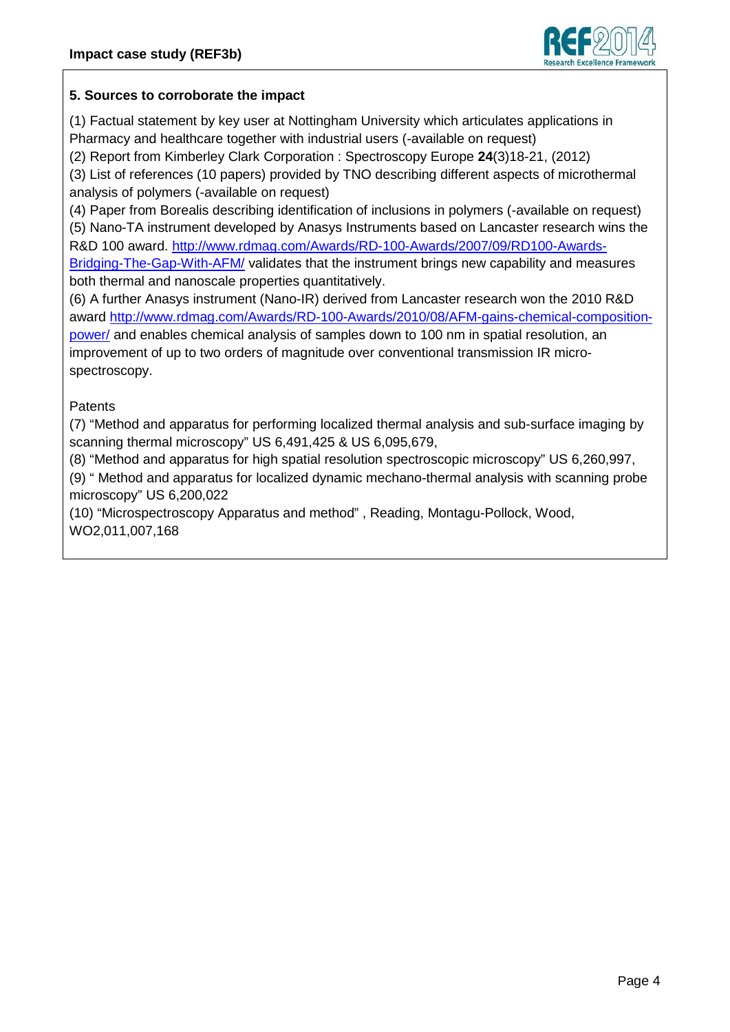### 5. Sources to corroborate the impact

(1) Factual statement by key user at Nottingham University which articulates applications in Pharmacy and healthcare together with industrial users (-available on request)

(2) Report from Kimberley Clark Corporation : Spectroscopy Europe **24**(3)18-21, (2012)

(3) List of references (10 papers) provided by TNO describing different aspects of microthermal analysis of polymers (-available on request)

(4) Paper from Borealis describing identification of inclusions in polymers (-available on request)

(5) Nano-TA instrument developed by Anasys Instruments based on Lancaster research wins the R&D 100 award. [http://www.rdmag.com/Awards/RD-100-Awards/2007/09/RD100-Awards-Bridging-The-Gap-With-AFM/](http://www.rdmag.com/Awards/RD-100-Awards/2007/09/RD100-Awards-Bridging-The-Gap-With-AFM/) validates that the instrument brings new capability and measures both thermal and nanoscale properties quantitatively.

(6) A further Anasys instrument (Nano-IR) derived from Lancaster research won the 2010 R&D award [http://www.rdmag.com/Awards/RD-100-Awards/2010/08/AFM-gains-chemical-composition-power/](http://www.rdmag.com/Awards/RD-100-Awards/2010/08/AFM-gains-chemical-composition-power/) and enables chemical analysis of samples down to 100 nm in spatial resolution, an improvement of up to two orders of magnitude over conventional transmission IR micro-spectroscopy.

Patents

(7) "Method and apparatus for performing localized thermal analysis and sub-surface imaging by scanning thermal microscopy" US 6,491,425 & US 6,095,679,

(8) "Method and apparatus for high spatial resolution spectroscopic microscopy" US 6,260,997,

(9) " Method and apparatus for localized dynamic mechano-thermal analysis with scanning probe microscopy" US 6,200,022

(10) "Microspectroscopy Apparatus and method" , Reading, Montagu-Pollock, Wood, WO2,011,007,168